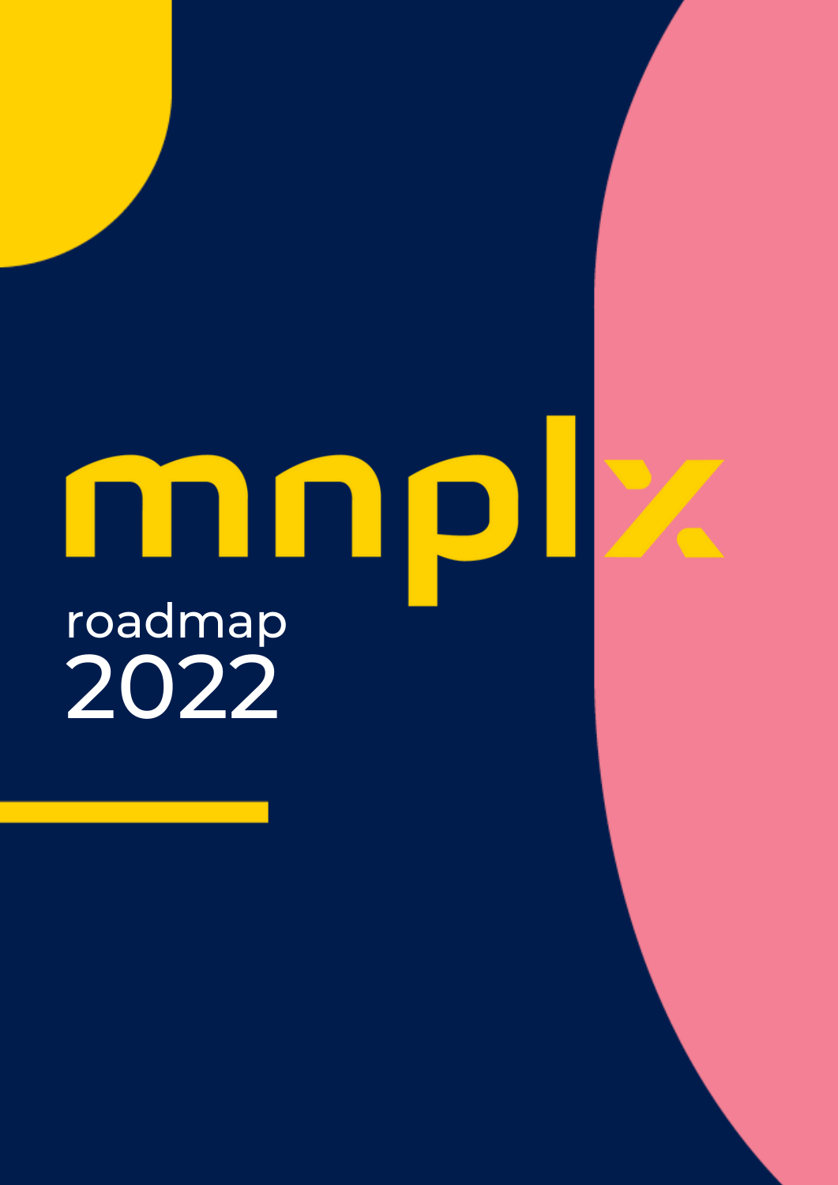# mnplx

roadmap
2022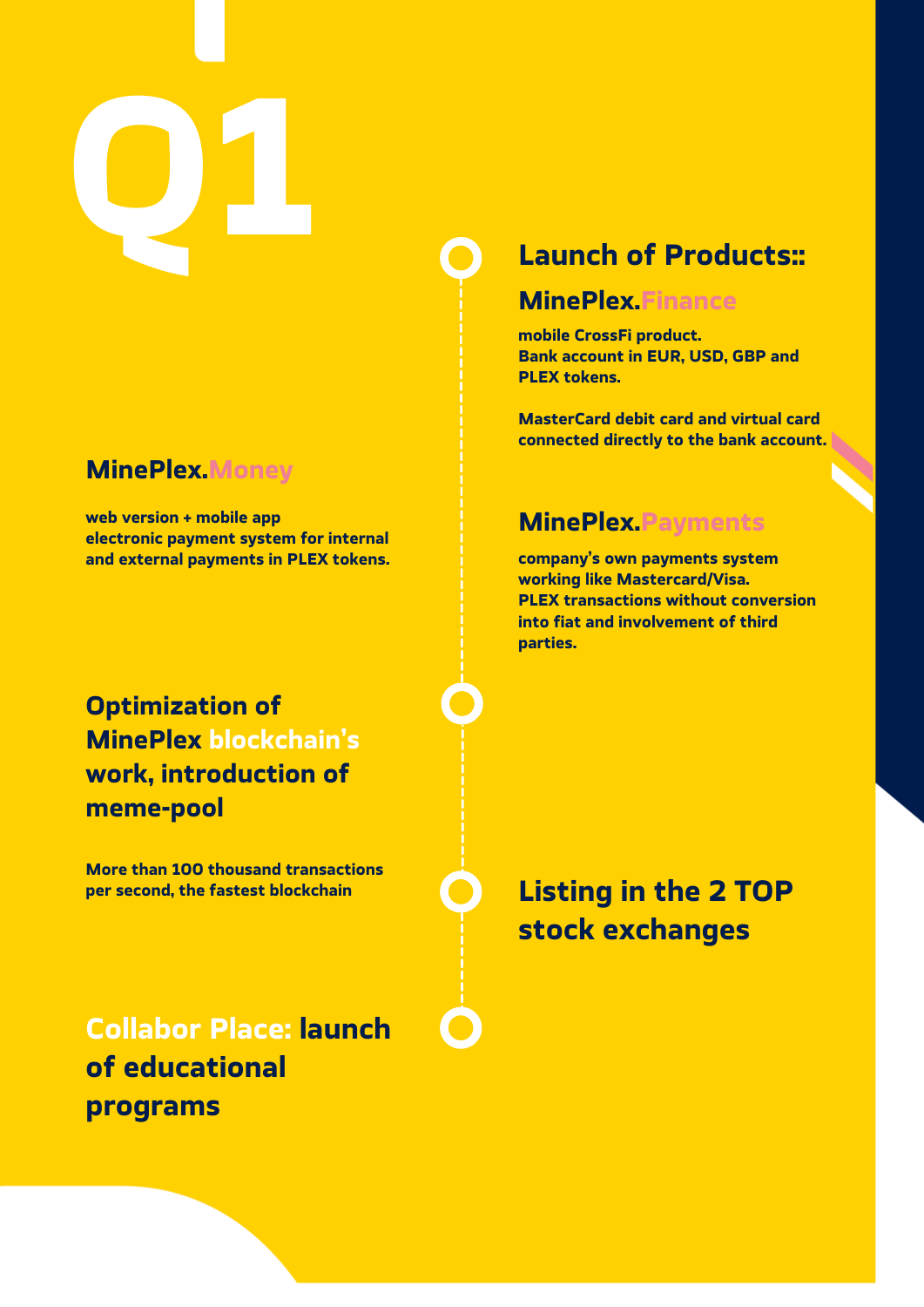# Q1

## Launch of Products::

### MinePlex.Finance

**mobile CrossFi product.**
**Bank account in EUR, USD, GBP and PLEX tokens.**

**MasterCard debit card and virtual card connected directly to the bank account.**

### MinePlex.Money

**web version + mobile app**
**electronic payment system for internal and external payments in PLEX tokens.**

### MinePlex.Payments

**company's own payments system working like Mastercard/Visa.**
**PLEX transactions without conversion into fiat and involvement of third parties.**

## Optimization of MinePlex blockchain's work, introduction of meme-pool

**More than 100 thousand transactions per second, the fastest blockchain**

## Listing in the 2 TOP stock exchanges

## Collabor Place: launch of educational programs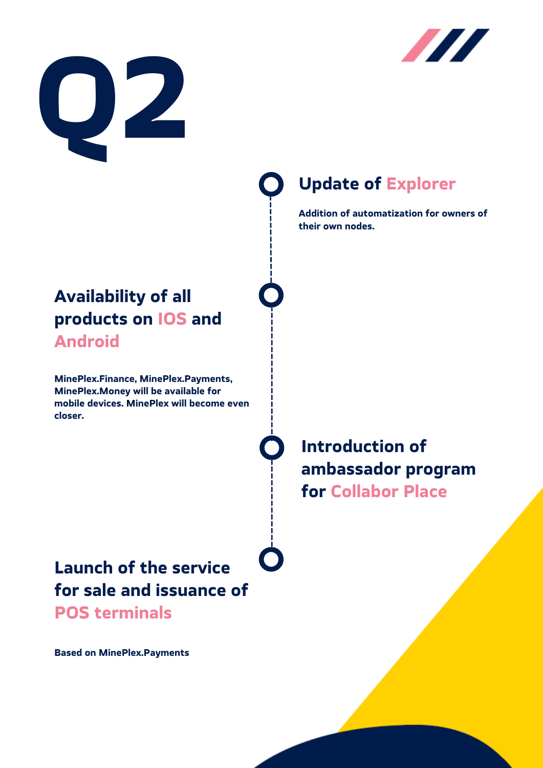# Q2

## Update of Explorer

**Addition of automatization for owners of their own nodes.**

## Availability of all products on IOS and Android

**MinePlex.Finance, MinePlex.Payments, MinePlex.Money will be available for mobile devices. MinePlex will become even closer.**

## Introduction of ambassador program for Collabor Place

## Launch of the service for sale and issuance of POS terminals

**Based on MinePlex.Payments**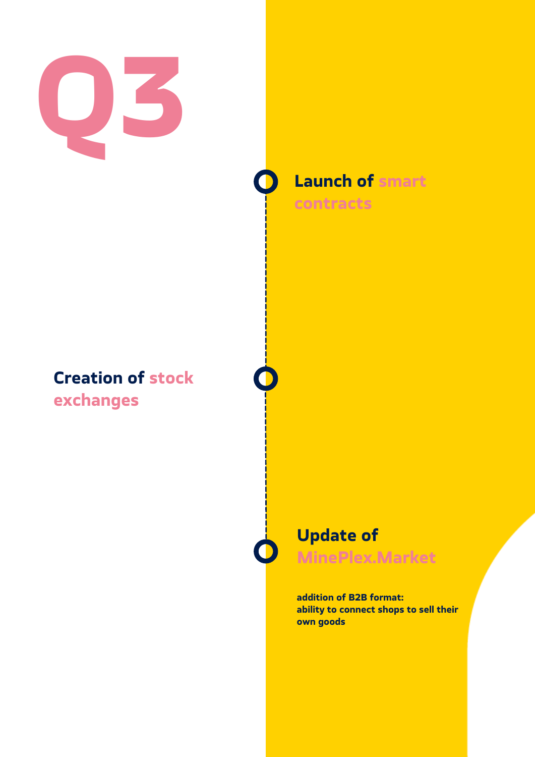# Q3

### Launch of smart contracts

### Creation of stock exchanges

### Update of MinePlex.Market

**addition of B2B format:**
**ability to connect shops to sell their own goods**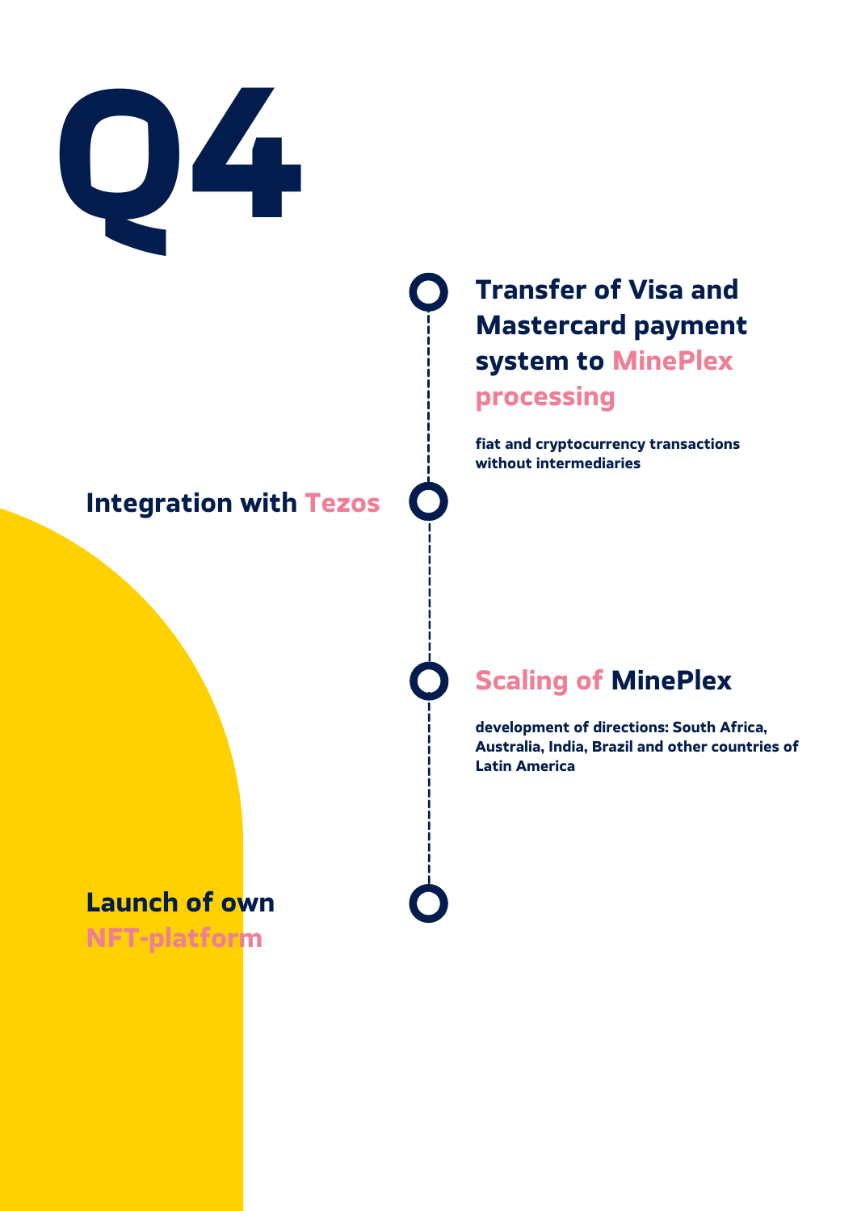# Q4

### Transfer of Visa and Mastercard payment system to MinePlex processing

**fiat and cryptocurrency transactions without intermediaries**

### Integration with Tezos

### Scaling of MinePlex

**development of directions: South Africa, Australia, India, Brazil and other countries of Latin America**

### Launch of own NFT-platform